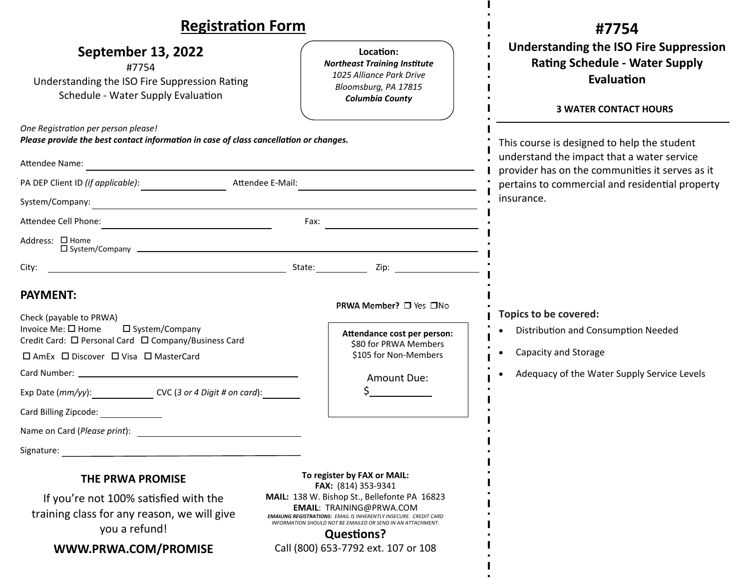# Registration Form

## September 13, 2022

#7754

Understanding the ISO Fire Suppression Rating Schedule - Water Supply Evaluation

**Location:**
***Northeast Training Institute***
*1025 Alliance Park Drive*
*Bloomsburg, PA 17815*
***Columbia County***

*One Registration per person please!*
***Please provide the best contact information in case of class cancellation or changes.***

Attendee Name: ______________________________

PA DEP Client ID *(if applicable)*: ______________ Attendee E-Mail: ______________________

System/Company: ______________________________

Attendee Cell Phone: ______________________ Fax: ______________________

Address: ☐ Home ☐ System/Company ______________________________

City: ______________________ State: __________ Zip: __________

## PAYMENT:

**PRWA Member?** ☐ Yes ☐ No

Check (payable to PRWA)

Invoice Me: ☐ Home ☐ System/Company

Credit Card: ☐ Personal Card ☐ Company/Business Card

☐ AmEx ☐ Discover ☐ Visa ☐ MasterCard

Card Number: ______________________________

Exp Date (*mm/yy*): __________ CVC (*3 or 4 Digit # on card*): __________

Card Billing Zipcode: __________

Name on Card (*Please print*): ______________________

Signature: ______________________

**Attendance cost per person:**
$80 for PRWA Members
$105 for Non-Members

Amount Due:
$__________

### THE PRWA PROMISE

If you're not 100% satisfied with the training class for any reason, we will give you a refund!

**WWW.PRWA.COM/PROMISE**

**To register by FAX or MAIL:**
**FAX:** (814) 353-9341
**MAIL:** 138 W. Bishop St., Bellefonte PA 16823
**EMAIL**: TRAINING@PRWA.COM

***EMAILING REGISTRATIONS:*** *EMAIL IS INHERENTLY INSECURE. CREDIT CARD INFORMATION SHOULD NOT BE EMAILED OR SEND IN AN ATTACHMENT.*

**Questions?**
Call (800) 653-7792 ext. 107 or 108

# #7754

## Understanding the ISO Fire Suppression Rating Schedule - Water Supply Evaluation

**3 WATER CONTACT HOURS**

This course is designed to help the student understand the impact that a water service provider has on the communities it serves as it pertains to commercial and residential property insurance.

**Topics to be covered:**

- Distribution and Consumption Needed
- Capacity and Storage
- Adequacy of the Water Supply Service Levels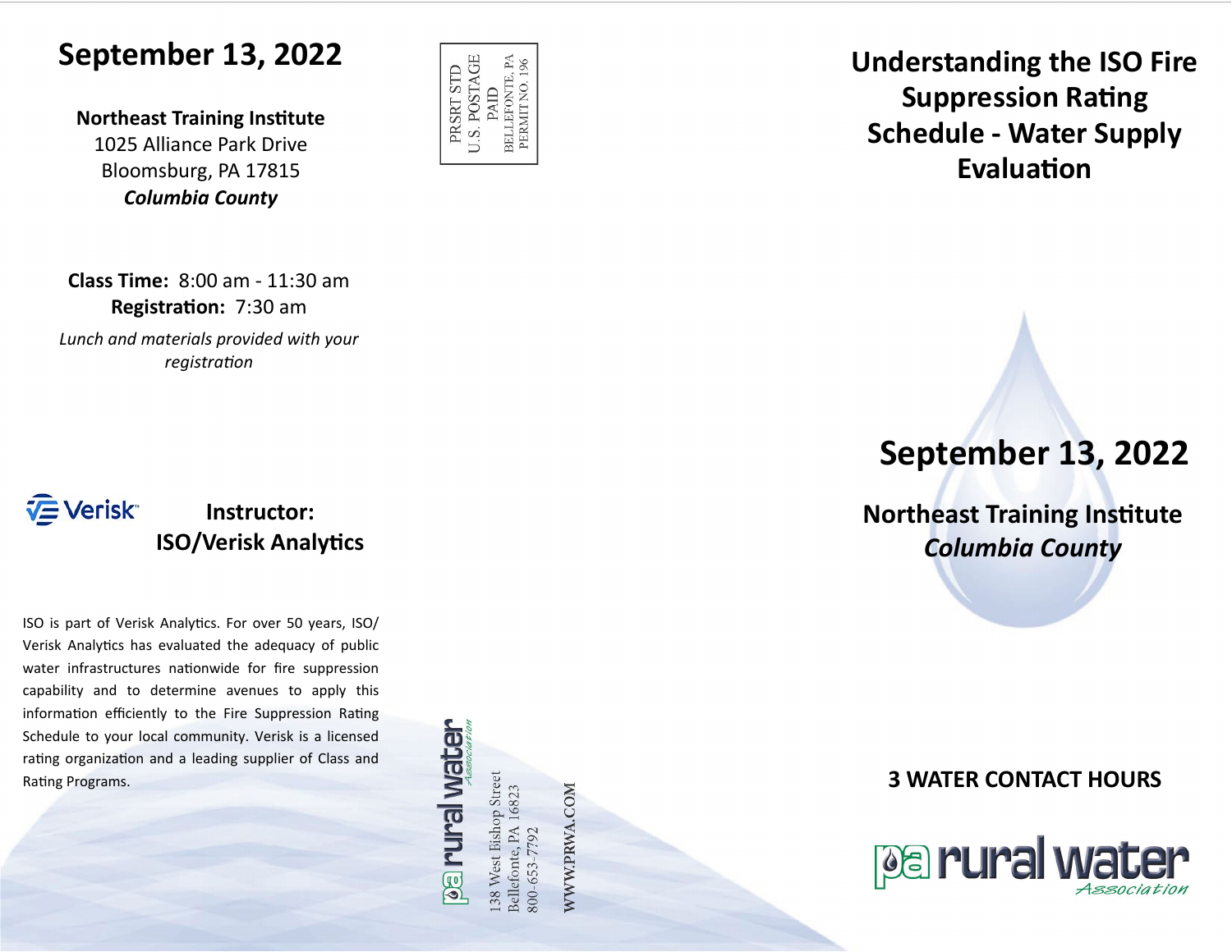# September 13, 2022

**Northeast Training Institute**
1025 Alliance Park Drive
Bloomsburg, PA 17815
***Columbia County***

**Class Time:** 8:00 am - 11:30 am
**Registration:** 7:30 am

*Lunch and materials provided with your registration*

Verisk

**Instructor:**
**ISO/Verisk Analytics**

ISO is part of Verisk Analytics. For over 50 years, ISO/Verisk Analytics has evaluated the adequacy of public water infrastructures nationwide for fire suppression capability and to determine avenues to apply this information efficiently to the Fire Suppression Rating Schedule to your local community. Verisk is a licensed rating organization and a leading supplier of Class and Rating Programs.

PRSRT STD
U.S. POSTAGE
PAID
BELLEFONTE, PA
PERMIT NO. 196

pa rural water Association
138 West Bishop Street
Bellefonte, PA 16823
800-653-7792

WWW.PRWA.COM

# Understanding the ISO Fire Suppression Rating Schedule - Water Supply Evaluation

## September 13, 2022

**Northeast Training Institute**
***Columbia County***

**3 WATER CONTACT HOURS**

pa rural water Association